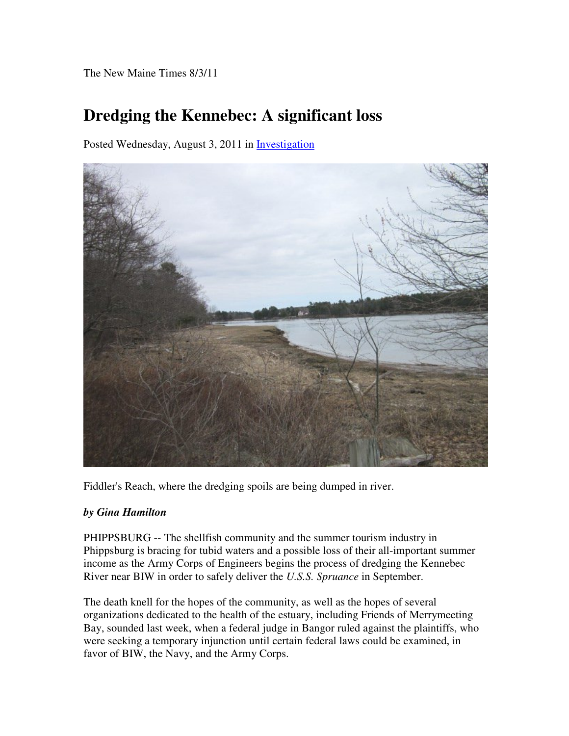The New Maine Times 8/3/11

# Dredging the Kennebec: A significant loss

Posted Wednesday, August 3, 2011 in Investigation

Fiddler's Reach, where the dredging spoils are being dumped in river.

***by Gina Hamilton***

PHIPPSBURG -- The shellfish community and the summer tourism industry in Phippsburg is bracing for tubid waters and a possible loss of their all-important summer income as the Army Corps of Engineers begins the process of dredging the Kennebec River near BIW in order to safely deliver the *U.S.S. Spruance* in September.

The death knell for the hopes of the community, as well as the hopes of several organizations dedicated to the health of the estuary, including Friends of Merrymeeting Bay, sounded last week, when a federal judge in Bangor ruled against the plaintiffs, who were seeking a temporary injunction until certain federal laws could be examined, in favor of BIW, the Navy, and the Army Corps.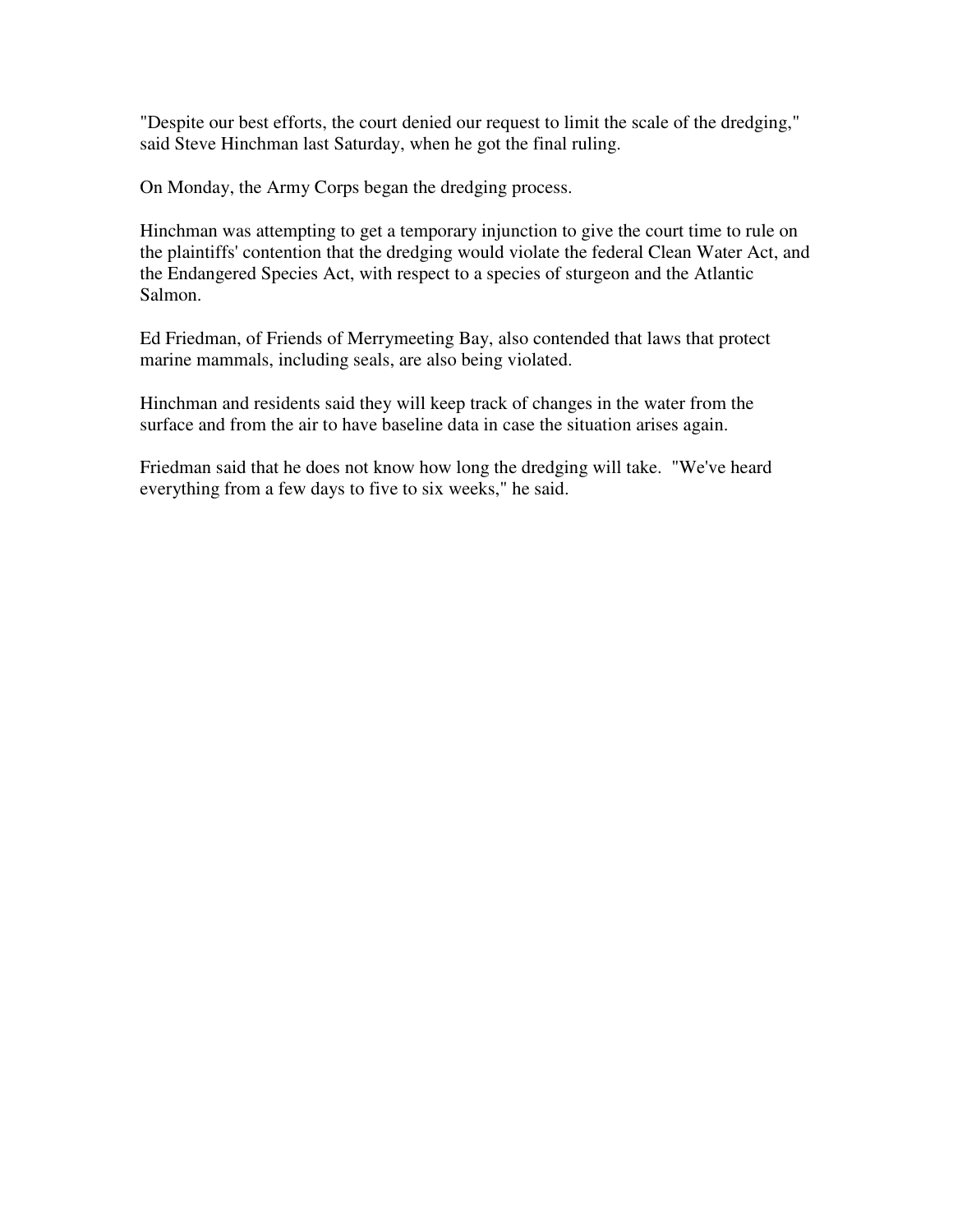"Despite our best efforts, the court denied our request to limit the scale of the dredging," said Steve Hinchman last Saturday, when he got the final ruling.

On Monday, the Army Corps began the dredging process.

Hinchman was attempting to get a temporary injunction to give the court time to rule on the plaintiffs' contention that the dredging would violate the federal Clean Water Act, and the Endangered Species Act, with respect to a species of sturgeon and the Atlantic Salmon.

Ed Friedman, of Friends of Merrymeeting Bay, also contended that laws that protect marine mammals, including seals, are also being violated.

Hinchman and residents said they will keep track of changes in the water from the surface and from the air to have baseline data in case the situation arises again.

Friedman said that he does not know how long the dredging will take. "We've heard everything from a few days to five to six weeks," he said.